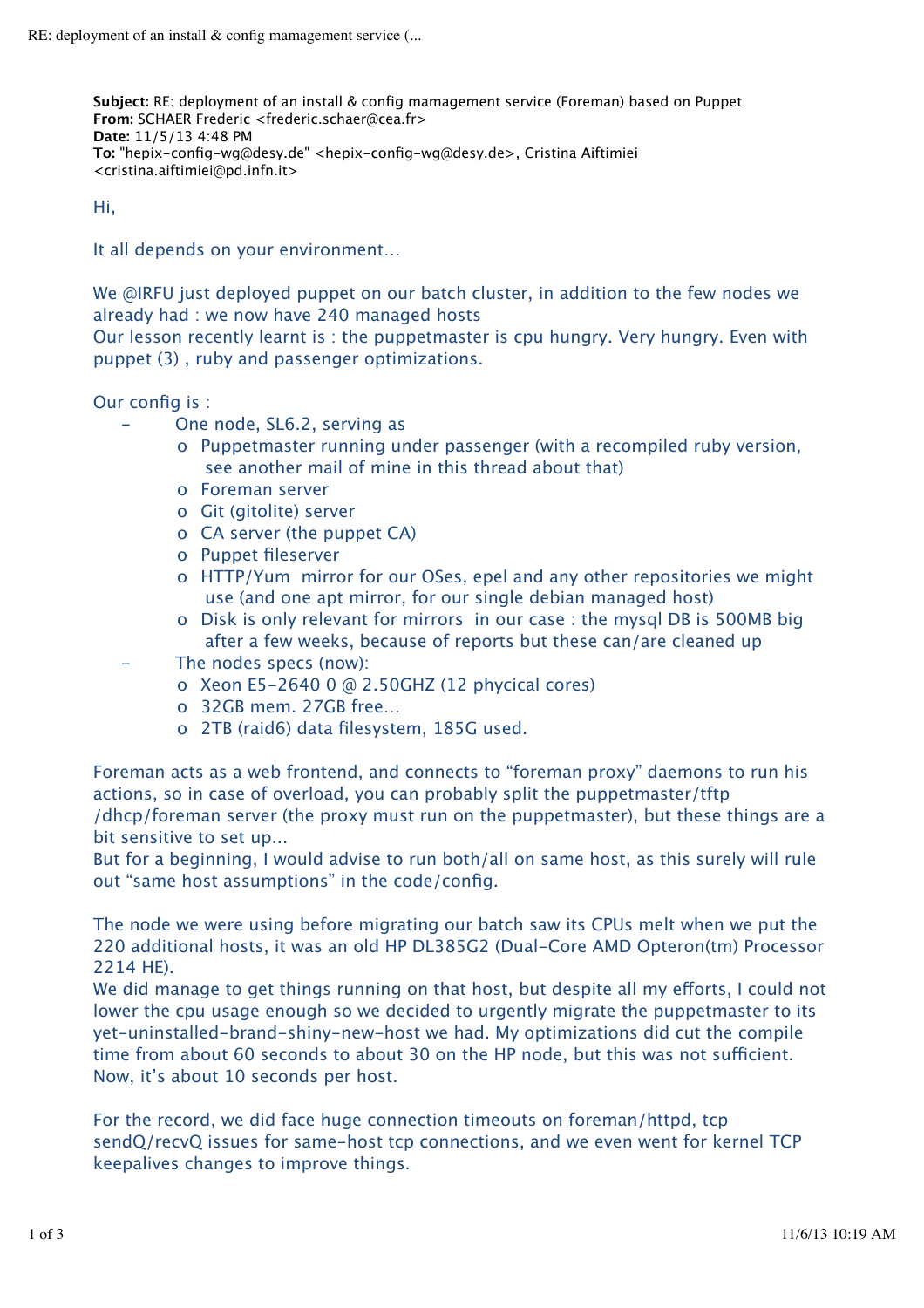**Subject:** RE: deployment of an install & config mamagement service (Foreman) based on Puppet
**From:** SCHAER Frederic <frederic.schaer@cea.fr>
**Date:** 11/5/13 4:48 PM
**To:** "hepix-config-wg@desy.de" <hepix-config-wg@desy.de>, Cristina Aiftimiei <cristina.aiftimiei@pd.infn.it>

Hi,

It all depends on your environment…

We @IRFU just deployed puppet on our batch cluster, in addition to the few nodes we already had : we now have 240 managed hosts
Our lesson recently learnt is : the puppetmaster is cpu hungry. Very hungry. Even with puppet (3) , ruby and passenger optimizations.

Our config is :

- One node, SL6.2, serving as
  - Puppetmaster running under passenger (with a recompiled ruby version, see another mail of mine in this thread about that)
  - Foreman server
  - Git (gitolite) server
  - CA server (the puppet CA)
  - Puppet fileserver
  - HTTP/Yum mirror for our OSes, epel and any other repositories we might use (and one apt mirror, for our single debian managed host)
  - Disk is only relevant for mirrors in our case : the mysql DB is 500MB big after a few weeks, because of reports but these can/are cleaned up
- The nodes specs (now):
  - Xeon E5-2640 0 @ 2.50GHZ (12 phycical cores)
  - 32GB mem. 27GB free…
  - 2TB (raid6) data filesystem, 185G used.

Foreman acts as a web frontend, and connects to "foreman proxy" daemons to run his actions, so in case of overload, you can probably split the puppetmaster/tftp /dhcp/foreman server (the proxy must run on the puppetmaster), but these things are a bit sensitive to set up...
But for a beginning, I would advise to run both/all on same host, as this surely will rule out "same host assumptions" in the code/config.

The node we were using before migrating our batch saw its CPUs melt when we put the 220 additional hosts, it was an old HP DL385G2 (Dual-Core AMD Opteron(tm) Processor 2214 HE).
We did manage to get things running on that host, but despite all my efforts, I could not lower the cpu usage enough so we decided to urgently migrate the puppetmaster to its yet-uninstalled-brand-shiny-new-host we had. My optimizations did cut the compile time from about 60 seconds to about 30 on the HP node, but this was not sufficient.
Now, it's about 10 seconds per host.

For the record, we did face huge connection timeouts on foreman/httpd, tcp sendQ/recvQ issues for same-host tcp connections, and we even went for kernel TCP keepalives changes to improve things.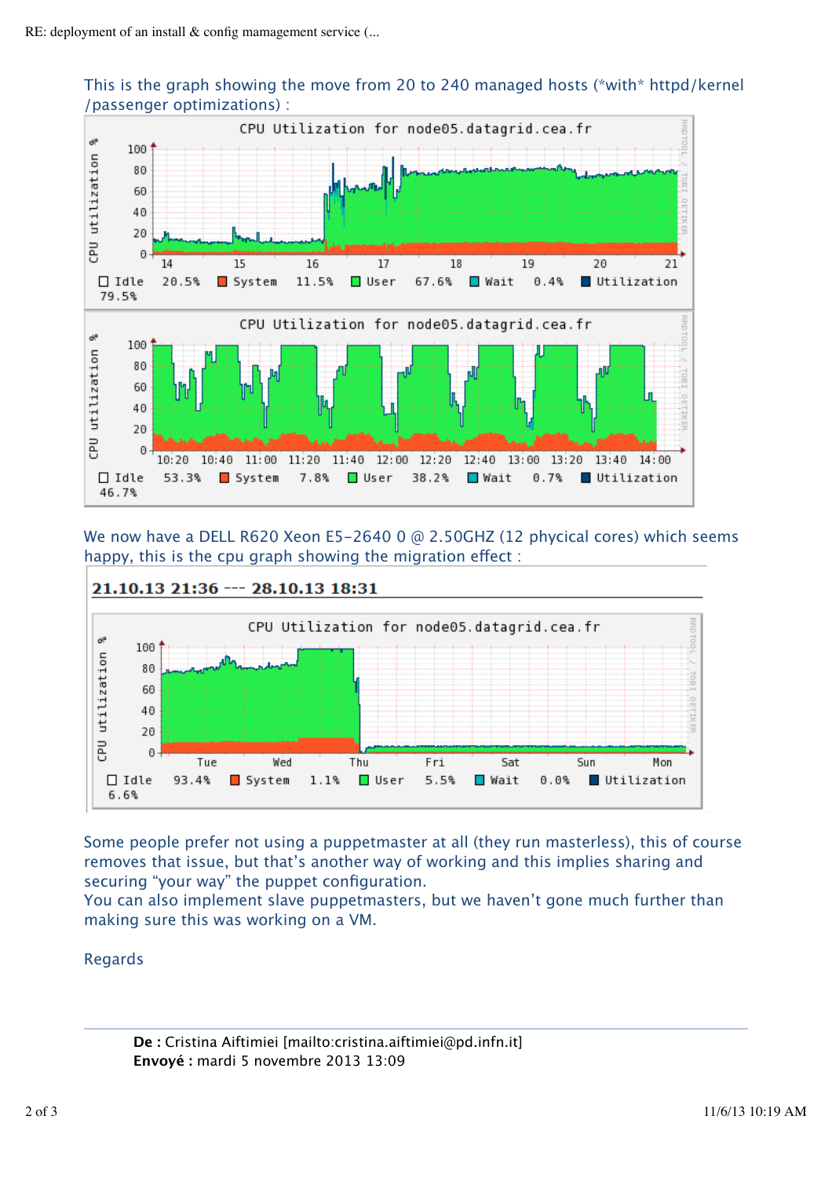This is the graph showing the move from 20 to 240 managed hosts (*with* httpd/kernel /passenger optimizations) :

CPU Utilization for node05.datagrid.cea.fr

CPU utilization %

100
80
60
40
20
0

14 15 16 17 18 19 20 21

Idle 20.5% System 11.5% User 67.6% Wait 0.4% Utilization 79.5%

RRDTOOL / TOBI OETIKER

CPU Utilization for node05.datagrid.cea.fr

CPU utilization %

100
80
60
40
20
0

10:20 10:40 11:00 11:20 11:40 12:00 12:20 12:40 13:00 13:20 13:40 14:00

Idle 53.3% System 7.8% User 38.2% Wait 0.7% Utilization 46.7%

RRDTOOL / TOBI OETIKER

We now have a DELL R620 Xeon E5-2640 0 @ 2.50GHZ (12 phycical cores) which seems happy, this is the cpu graph showing the migration effect :

**21.10.13 21:36 --- 28.10.13 18:31**

CPU Utilization for node05.datagrid.cea.fr

CPU utilization %

100
80
60
40
20
0

Tue Wed Thu Fri Sat Sun Mon

Idle 93.4% System 1.1% User 5.5% Wait 0.0% Utilization 6.6%

RRDTOOL / TOBI OETIKER

Some people prefer not using a puppetmaster at all (they run masterless), this of course removes that issue, but that's another way of working and this implies sharing and securing "your way" the puppet configuration.
You can also implement slave puppetmasters, but we haven't gone much further than making sure this was working on a VM.

Regards

---

**De :** Cristina Aiftimiei [mailto:cristina.aiftimiei@pd.infn.it]
**Envoyé :** mardi 5 novembre 2013 13:09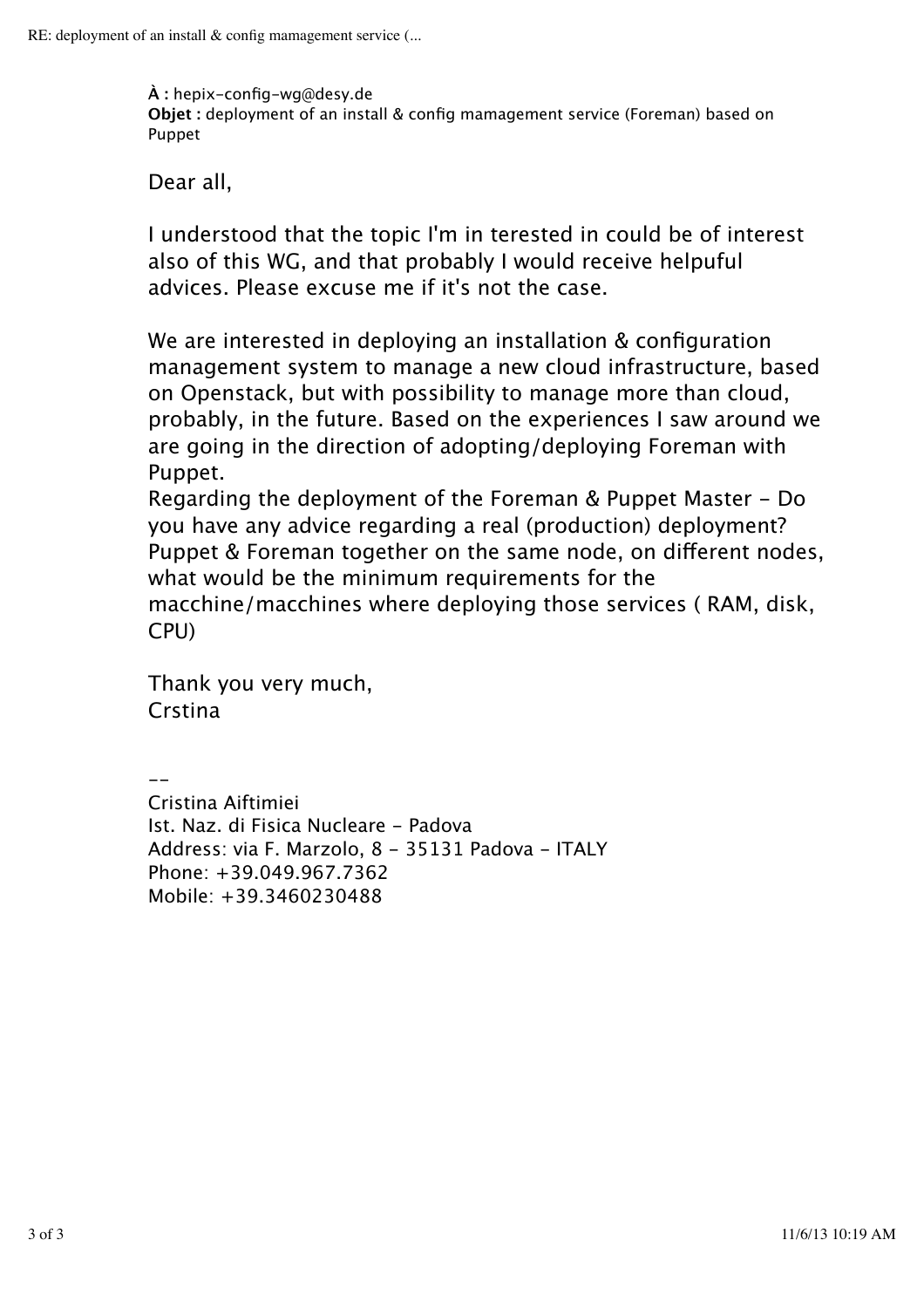**À :** hepix-config-wg@desy.de
**Objet :** deployment of an install & config mamagement service (Foreman) based on Puppet

Dear all,

I understood that the topic I'm in terested in could be of interest also of this WG, and that probably I would receive helpuful advices. Please excuse me if it's not the case.

We are interested in deploying an installation & configuration management system to manage a new cloud infrastructure, based on Openstack, but with possibility to manage more than cloud, probably, in the future. Based on the experiences I saw around we are going in the direction of adopting/deploying Foreman with Puppet.
Regarding the deployment of the Foreman & Puppet Master - Do you have any advice regarding a real (production) deployment? Puppet & Foreman together on the same node, on different nodes, what would be the minimum requirements for the macchine/macchines where deploying those services ( RAM, disk, CPU)

Thank you very much,
Crstina

--
Cristina Aiftimiei
Ist. Naz. di Fisica Nucleare - Padova
Address: via F. Marzolo, 8 - 35131 Padova - ITALY
Phone: +39.049.967.7362
Mobile: +39.3460230488